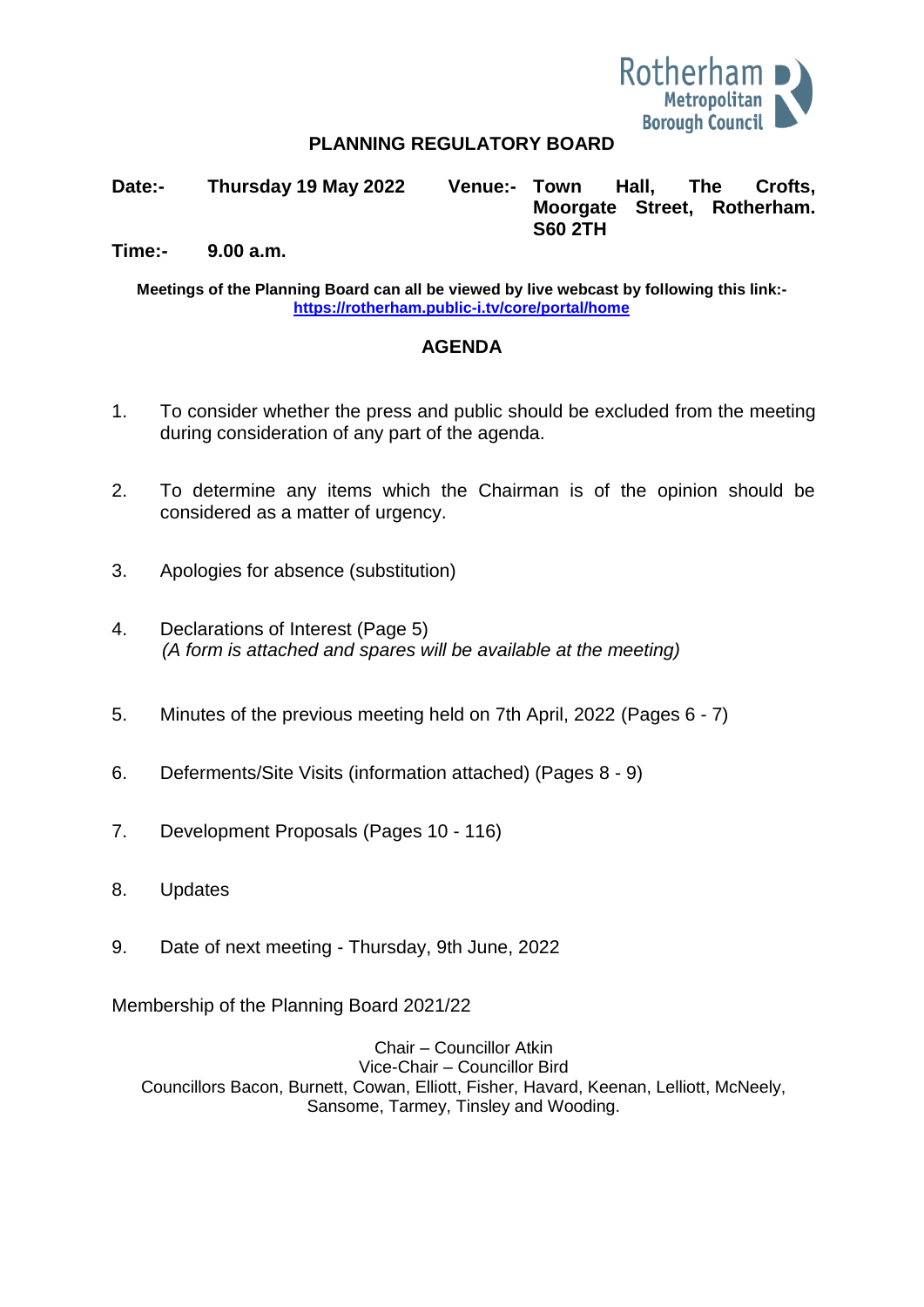Rotherham Metropolitan Borough Council

# PLANNING REGULATORY BOARD

**Date:-** **Thursday 19 May 2022** **Venue:-** **Town Hall, The Crofts, Moorgate Street, Rotherham. S60 2TH**

**Time:-** **9.00 a.m.**

**Meetings of the Planning Board can all be viewed by live webcast by following this link:-**
**https://rotherham.public-i.tv/core/portal/home**

## AGENDA

1. To consider whether the press and public should be excluded from the meeting during consideration of any part of the agenda.

2. To determine any items which the Chairman is of the opinion should be considered as a matter of urgency.

3. Apologies for absence (substitution)

4. Declarations of Interest (Page 5)
   *(A form is attached and spares will be available at the meeting)*

5. Minutes of the previous meeting held on 7th April, 2022 (Pages 6 - 7)

6. Deferments/Site Visits (information attached) (Pages 8 - 9)

7. Development Proposals (Pages 10 - 116)

8. Updates

9. Date of next meeting - Thursday, 9th June, 2022

Membership of the Planning Board 2021/22

Chair – Councillor Atkin
Vice-Chair – Councillor Bird
Councillors Bacon, Burnett, Cowan, Elliott, Fisher, Havard, Keenan, Lelliott, McNeely, Sansome, Tarmey, Tinsley and Wooding.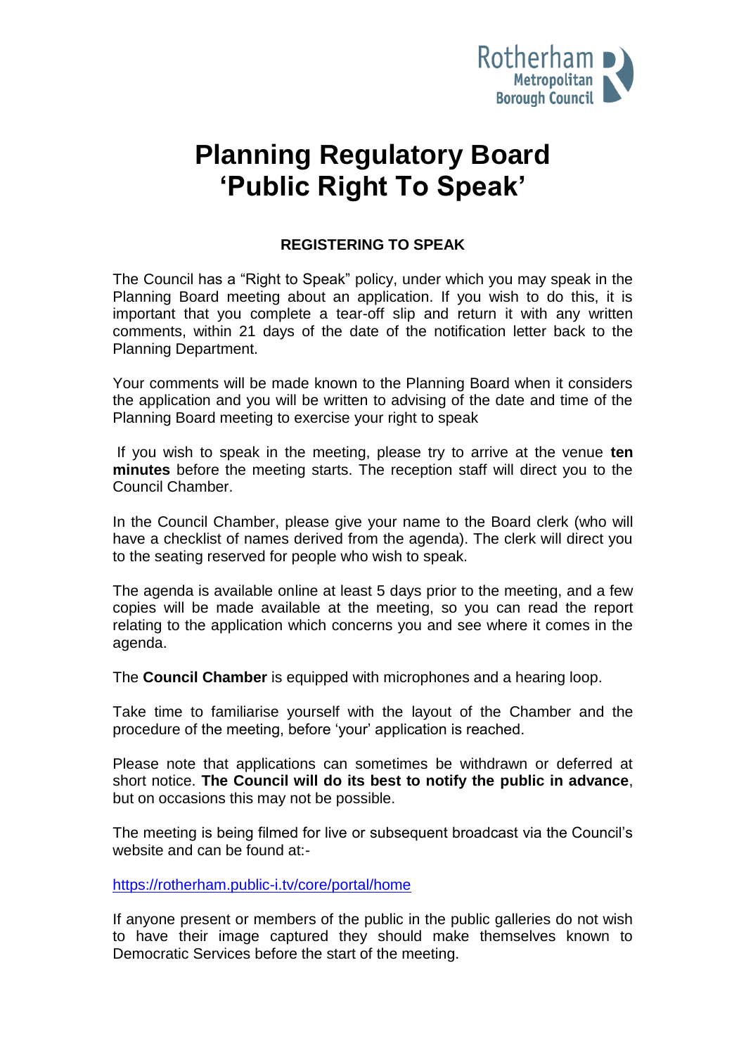Rotherham Metropolitan Borough Council

# Planning Regulatory Board 'Public Right To Speak'

### REGISTERING TO SPEAK

The Council has a "Right to Speak" policy, under which you may speak in the Planning Board meeting about an application. If you wish to do this, it is important that you complete a tear-off slip and return it with any written comments, within 21 days of the date of the notification letter back to the Planning Department.

Your comments will be made known to the Planning Board when it considers the application and you will be written to advising of the date and time of the Planning Board meeting to exercise your right to speak

If you wish to speak in the meeting, please try to arrive at the venue **ten minutes** before the meeting starts. The reception staff will direct you to the Council Chamber.

In the Council Chamber, please give your name to the Board clerk (who will have a checklist of names derived from the agenda). The clerk will direct you to the seating reserved for people who wish to speak.

The agenda is available online at least 5 days prior to the meeting, and a few copies will be made available at the meeting, so you can read the report relating to the application which concerns you and see where it comes in the agenda.

The **Council Chamber** is equipped with microphones and a hearing loop.

Take time to familiarise yourself with the layout of the Chamber and the procedure of the meeting, before 'your' application is reached.

Please note that applications can sometimes be withdrawn or deferred at short notice. **The Council will do its best to notify the public in advance**, but on occasions this may not be possible.

The meeting is being filmed for live or subsequent broadcast via the Council's website and can be found at:-

https://rotherham.public-i.tv/core/portal/home

If anyone present or members of the public in the public galleries do not wish to have their image captured they should make themselves known to Democratic Services before the start of the meeting.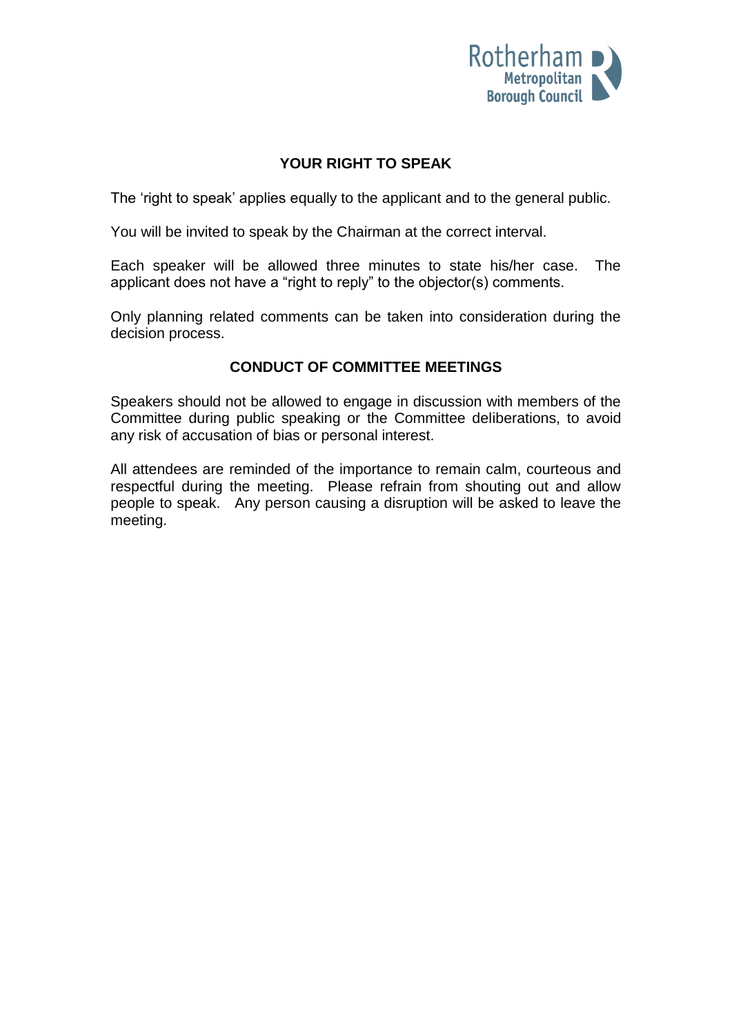Rotherham Metropolitan Borough Council

## YOUR RIGHT TO SPEAK

The 'right to speak' applies equally to the applicant and to the general public.

You will be invited to speak by the Chairman at the correct interval.

Each speaker will be allowed three minutes to state his/her case. The applicant does not have a "right to reply" to the objector(s) comments.

Only planning related comments can be taken into consideration during the decision process.

## CONDUCT OF COMMITTEE MEETINGS

Speakers should not be allowed to engage in discussion with members of the Committee during public speaking or the Committee deliberations, to avoid any risk of accusation of bias or personal interest.

All attendees are reminded of the importance to remain calm, courteous and respectful during the meeting. Please refrain from shouting out and allow people to speak. Any person causing a disruption will be asked to leave the meeting.